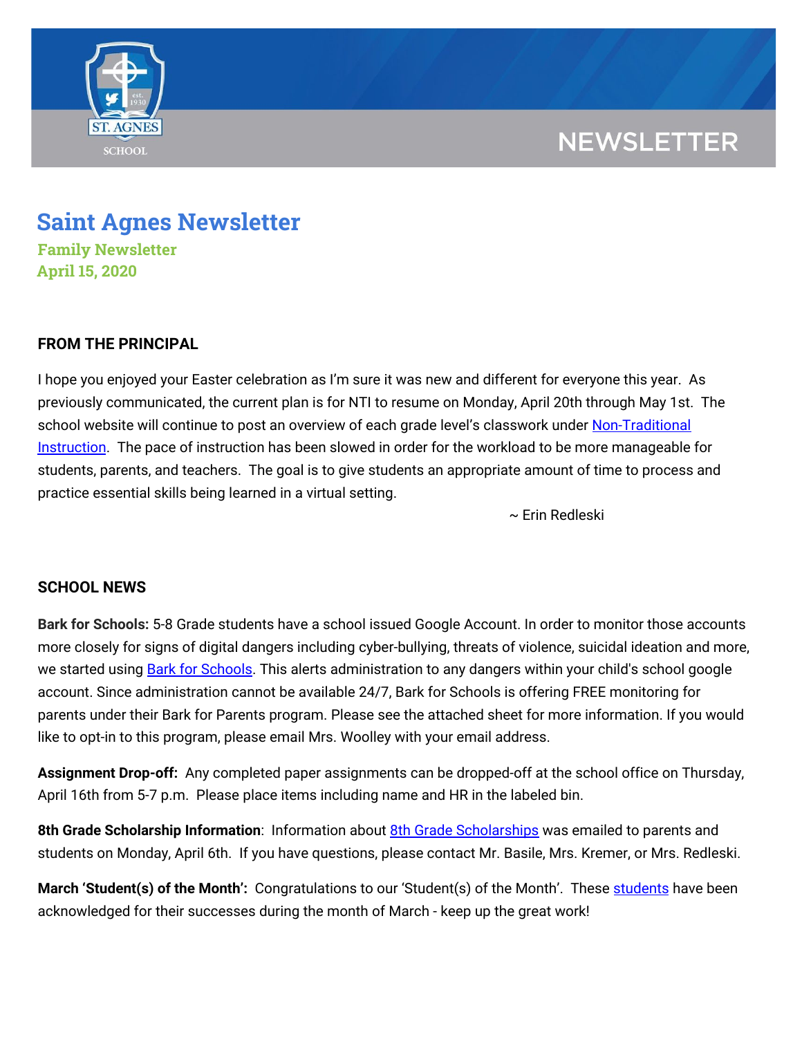NEWSLETTER

# Saint Agnes Newsletter

### Family Newsletter
### April 15, 2020

## FROM THE PRINCIPAL

I hope you enjoyed your Easter celebration as I'm sure it was new and different for everyone this year. As previously communicated, the current plan is for NTI to resume on Monday, April 20th through May 1st. The school website will continue to post an overview of each grade level's classwork under Non-Traditional Instruction. The pace of instruction has been slowed in order for the workload to be more manageable for students, parents, and teachers. The goal is to give students an appropriate amount of time to process and practice essential skills being learned in a virtual setting.

~ Erin Redleski

## SCHOOL NEWS

**Bark for Schools:** 5-8 Grade students have a school issued Google Account. In order to monitor those accounts more closely for signs of digital dangers including cyber-bullying, threats of violence, suicidal ideation and more, we started using Bark for Schools. This alerts administration to any dangers within your child's school google account. Since administration cannot be available 24/7, Bark for Schools is offering FREE monitoring for parents under their Bark for Parents program. Please see the attached sheet for more information. If you would like to opt-in to this program, please email Mrs. Woolley with your email address.

**Assignment Drop-off:** Any completed paper assignments can be dropped-off at the school office on Thursday, April 16th from 5-7 p.m. Please place items including name and HR in the labeled bin.

**8th Grade Scholarship Information**: Information about 8th Grade Scholarships was emailed to parents and students on Monday, April 6th. If you have questions, please contact Mr. Basile, Mrs. Kremer, or Mrs. Redleski.

**March 'Student(s) of the Month':** Congratulations to our 'Student(s) of the Month'. These students have been acknowledged for their successes during the month of March - keep up the great work!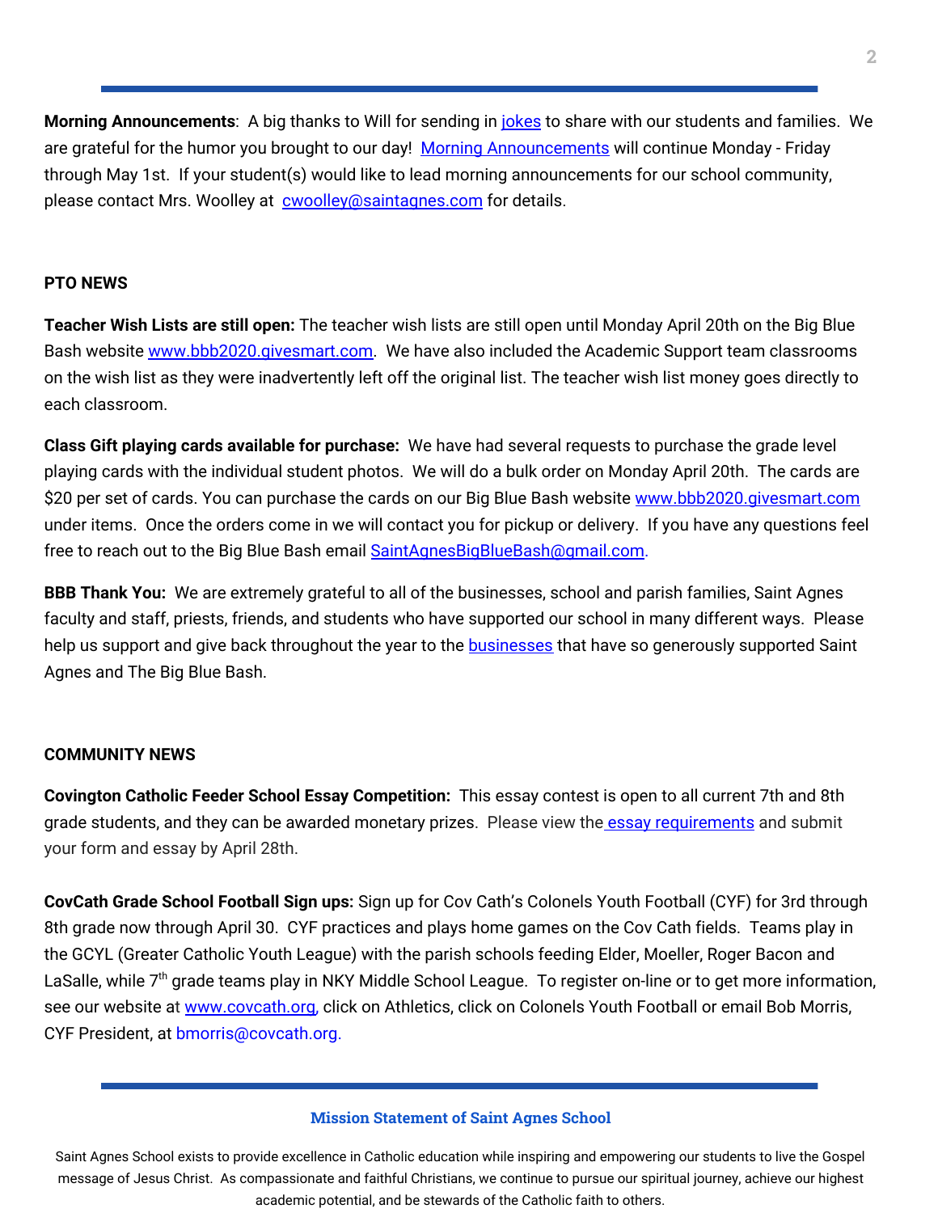**Morning Announcements**: A big thanks to Will for sending in jokes to share with our students and families. We are grateful for the humor you brought to our day! Morning Announcements will continue Monday - Friday through May 1st. If your student(s) would like to lead morning announcements for our school community, please contact Mrs. Woolley at cwoolley@saintagnes.com for details.

**PTO NEWS**

**Teacher Wish Lists are still open:** The teacher wish lists are still open until Monday April 20th on the Big Blue Bash website www.bbb2020.givesmart.com. We have also included the Academic Support team classrooms on the wish list as they were inadvertently left off the original list. The teacher wish list money goes directly to each classroom.

**Class Gift playing cards available for purchase:** We have had several requests to purchase the grade level playing cards with the individual student photos. We will do a bulk order on Monday April 20th. The cards are $20 per set of cards. You can purchase the cards on our Big Blue Bash website www.bbb2020.givesmart.com under items. Once the orders come in we will contact you for pickup or delivery. If you have any questions feel free to reach out to the Big Blue Bash email SaintAgnesBigBlueBash@gmail.com.

**BBB Thank You:** We are extremely grateful to all of the businesses, school and parish families, Saint Agnes faculty and staff, priests, friends, and students who have supported our school in many different ways. Please help us support and give back throughout the year to the businesses that have so generously supported Saint Agnes and The Big Blue Bash.

**COMMUNITY NEWS**

**Covington Catholic Feeder School Essay Competition:** This essay contest is open to all current 7th and 8th grade students, and they can be awarded monetary prizes. Please view the essay requirements and submit your form and essay by April 28th.

**CovCath Grade School Football Sign ups:** Sign up for Cov Cath's Colonels Youth Football (CYF) for 3rd through 8th grade now through April 30. CYF practices and plays home games on the Cov Cath fields. Teams play in the GCYL (Greater Catholic Youth League) with the parish schools feeding Elder, Moeller, Roger Bacon and LaSalle, while 7th grade teams play in NKY Middle School League. To register on-line or to get more information, see our website at www.covcath.org, click on Athletics, click on Colonels Youth Football or email Bob Morris, CYF President, at bmorris@covcath.org.

**Mission Statement of Saint Agnes School**

Saint Agnes School exists to provide excellence in Catholic education while inspiring and empowering our students to live the Gospel message of Jesus Christ. As compassionate and faithful Christians, we continue to pursue our spiritual journey, achieve our highest academic potential, and be stewards of the Catholic faith to others.